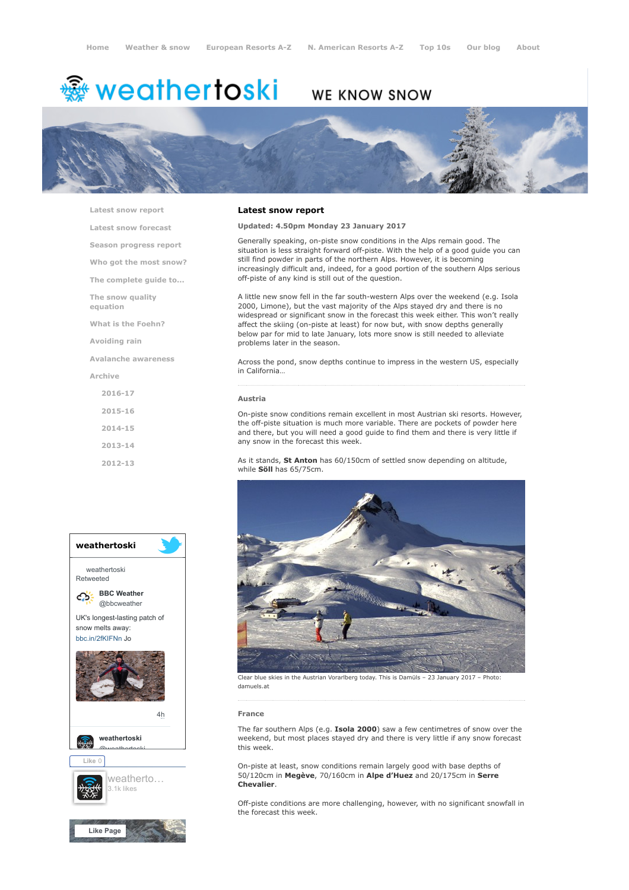Home | Weather & snow | European Resorts A-Z | N. American Resorts A-Z | Top 10s | Our blog | About

# weathertoski

WE KNOW SNOW

- Latest snow report
- Latest snow forecast
- Season progress report
- Who got the most snow?
- The complete guide to...
- The snow quality equation
- What is the Foehn?
- Avoiding rain
- Avalanche awareness
- Archive
  - 2016-17
  - 2015-16
  - 2014-15
  - 2013-14
  - 2012-13

## Latest snow report

**Updated: 4.50pm Monday 23 January 2017**

Generally speaking, on-piste snow conditions in the Alps remain good. The situation is less straight forward off-piste. With the help of a good guide you can still find powder in parts of the northern Alps. However, it is becoming increasingly difficult and, indeed, for a good portion of the southern Alps serious off-piste of any kind is still out of the question.

A little new snow fell in the far south-western Alps over the weekend (e.g. Isola 2000, Limone), but the vast majority of the Alps stayed dry and there is no widespread or significant snow in the forecast this week either. This won't really affect the skiing (on-piste at least) for now but, with snow depths generally below par for mid to late January, lots more snow is still needed to alleviate problems later in the season.

Across the pond, snow depths continue to impress in the western US, especially in California…

### Austria

On-piste snow conditions remain excellent in most Austrian ski resorts. However, the off-piste situation is much more variable. There are pockets of powder here and there, but you will need a good guide to find them and there is very little if any snow in the forecast this week.

As it stands, **St Anton** has 60/150cm of settled snow depending on altitude, while **Söll** has 65/75cm.

Clear blue skies in the Austrian Vorarlberg today. This is Damüls – 23 January 2017 – Photo: damuels.at

### France

The far southern Alps (e.g. **Isola 2000**) saw a few centimetres of snow over the weekend, but most places stayed dry and there is very little if any snow forecast this week.

On-piste at least, snow conditions remain largely good with base depths of 50/120cm in **Megève**, 70/160cm in **Alpe d'Huez** and 20/175cm in **Serre Chevalier**.

Off-piste conditions are more challenging, however, with no significant snowfall in the forecast this week.

**weathertoski**

weathertoski Retweeted

**BBC Weather** @bbcweather

UK's longest-lasting patch of snow melts away: bbc.in/2fKIFNn Jo

4h

**weathertoski** @weathertoski

Like 0

weatherto… 3.1k likes

Like Page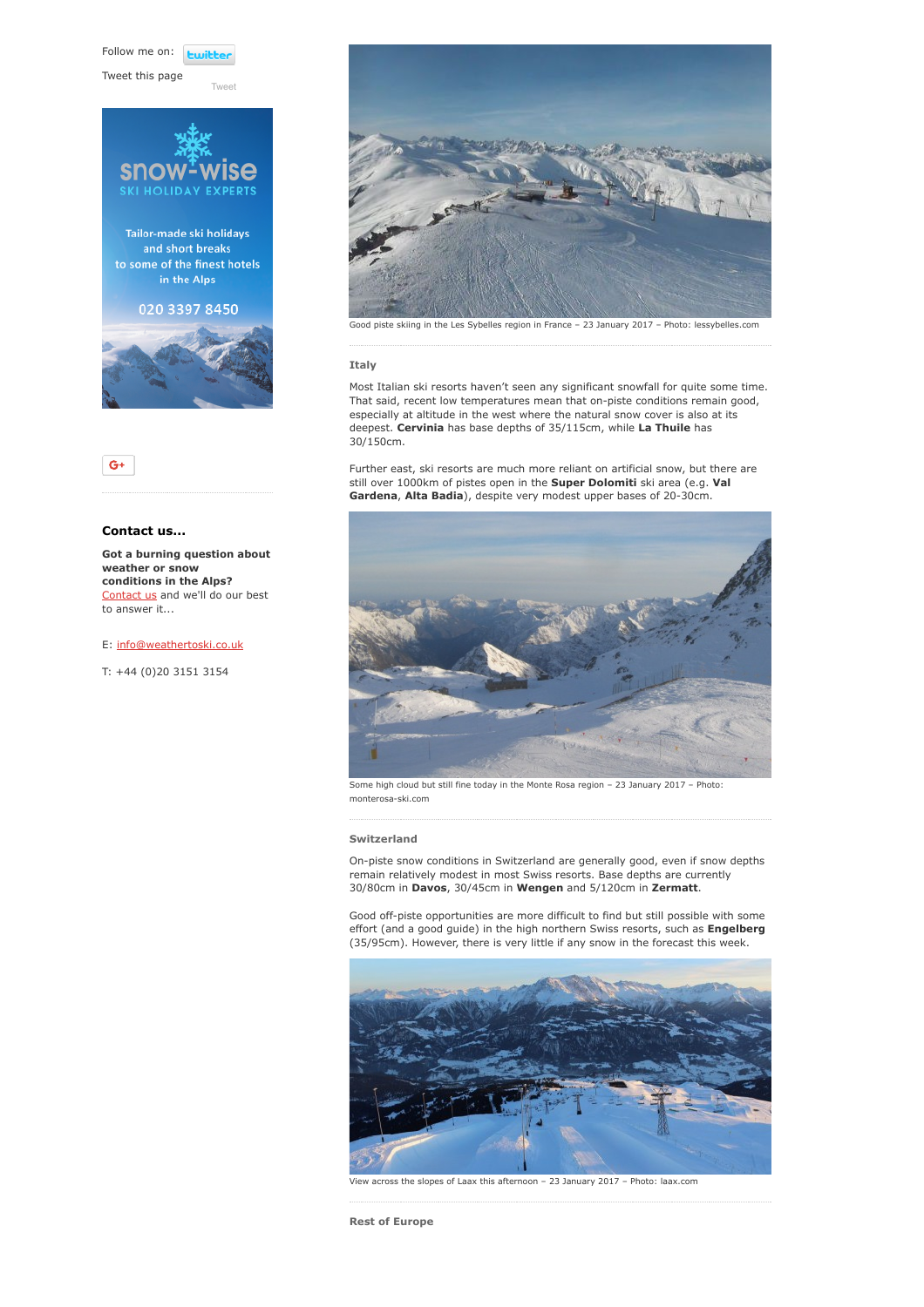Follow me on: twitter

Tweet this page

Tweet

snow-wise SKI HOLIDAY EXPERTS

Tailor-made ski holidays and short breaks to some of the finest hotels in the Alps

020 3397 8450

G+

### Contact us...

**Got a burning question about weather or snow conditions in the Alps?** Contact us and we'll do our best to answer it...

E: info@weathertoski.co.uk

T: +44 (0)20 3151 3154

Good piste skiing in the Les Sybelles region in France – 23 January 2017 – Photo: lessybelles.com

#### Italy

Most Italian ski resorts haven't seen any significant snowfall for quite some time. That said, recent low temperatures mean that on-piste conditions remain good, especially at altitude in the west where the natural snow cover is also at its deepest. **Cervinia** has base depths of 35/115cm, while **La Thuile** has 30/150cm.

Further east, ski resorts are much more reliant on artificial snow, but there are still over 1000km of pistes open in the **Super Dolomiti** ski area (e.g. **Val Gardena**, **Alta Badia**), despite very modest upper bases of 20-30cm.

Some high cloud but still fine today in the Monte Rosa region – 23 January 2017 – Photo: monterosa-ski.com

#### Switzerland

On-piste snow conditions in Switzerland are generally good, even if snow depths remain relatively modest in most Swiss resorts. Base depths are currently 30/80cm in **Davos**, 30/45cm in **Wengen** and 5/120cm in **Zermatt**.

Good off-piste opportunities are more difficult to find but still possible with some effort (and a good guide) in the high northern Swiss resorts, such as **Engelberg** (35/95cm). However, there is very little if any snow in the forecast this week.

View across the slopes of Laax this afternoon – 23 January 2017 – Photo: laax.com

#### Rest of Europe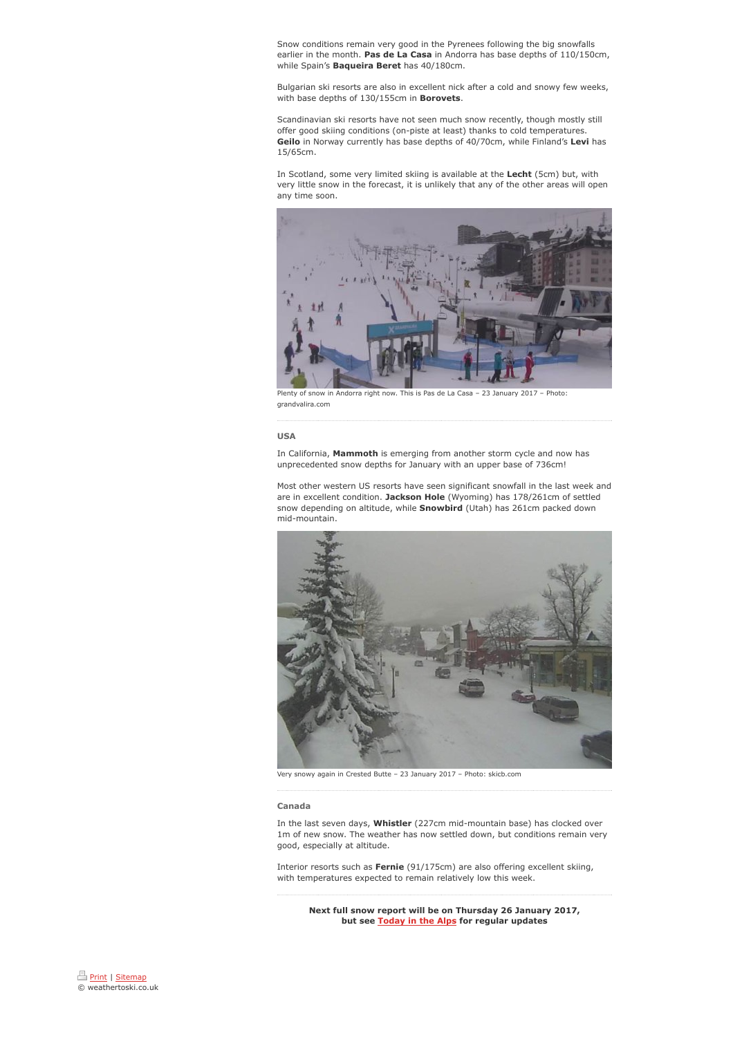Snow conditions remain very good in the Pyrenees following the big snowfalls earlier in the month. **Pas de La Casa** in Andorra has base depths of 110/150cm, while Spain's **Baqueira Beret** has 40/180cm.

Bulgarian ski resorts are also in excellent nick after a cold and snowy few weeks, with base depths of 130/155cm in **Borovets**.

Scandinavian ski resorts have not seen much snow recently, though mostly still offer good skiing conditions (on-piste at least) thanks to cold temperatures. **Geilo** in Norway currently has base depths of 40/70cm, while Finland's **Levi** has 15/65cm.

In Scotland, some very limited skiing is available at the **Lecht** (5cm) but, with very little snow in the forecast, it is unlikely that any of the other areas will open any time soon.

Plenty of snow in Andorra right now. This is Pas de La Casa – 23 January 2017 – Photo: grandvalira.com

### USA

In California, **Mammoth** is emerging from another storm cycle and now has unprecedented snow depths for January with an upper base of 736cm!

Most other western US resorts have seen significant snowfall in the last week and are in excellent condition. **Jackson Hole** (Wyoming) has 178/261cm of settled snow depending on altitude, while **Snowbird** (Utah) has 261cm packed down mid-mountain.

Very snowy again in Crested Butte – 23 January 2017 – Photo: skicb.com

### Canada

In the last seven days, **Whistler** (227cm mid-mountain base) has clocked over 1m of new snow. The weather has now settled down, but conditions remain very good, especially at altitude.

Interior resorts such as **Fernie** (91/175cm) are also offering excellent skiing, with temperatures expected to remain relatively low this week.

**Next full snow report will be on Thursday 26 January 2017, but see Today in the Alps for regular updates**

Print | Sitemap
© weathertoski.co.uk